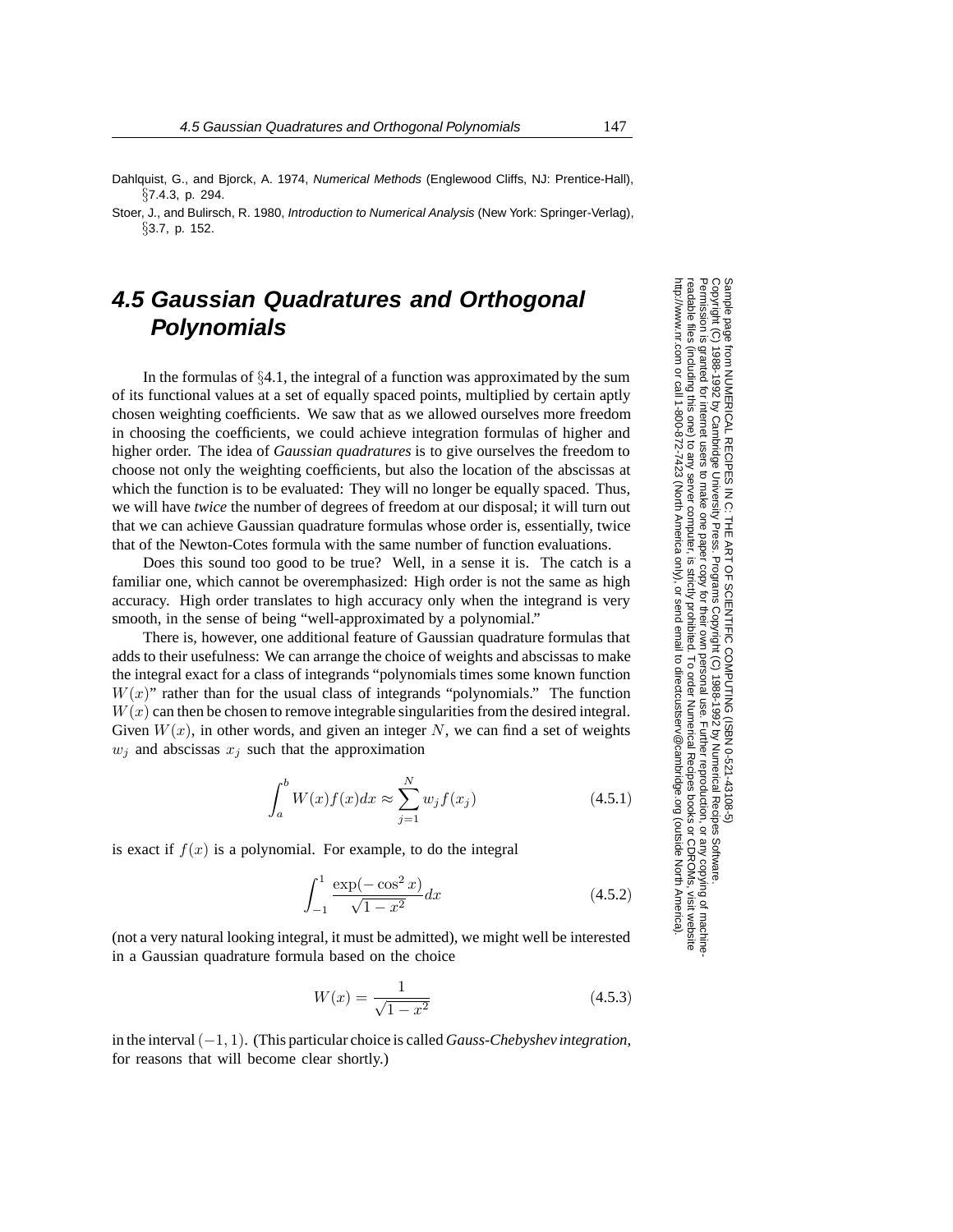Dahlquist, G., and Bjorck, A. 1974, *Numerical Methods* (Englewood Cliffs, NJ: Prentice-Hall), §7.4.3, p. 294.

Stoer, J., and Bulirsch, R. 1980, *Introduction to Numerical Analysis* (New York: Springer-Verlag), §3.7, p. 152.

## 4.5 Gaussian Quadratures and Orthogonal Polynomials

In the formulas of §4.1, the integral of a function was approximated by the sum of its functional values at a set of equally spaced points, multiplied by certain aptly chosen weighting coefficients. We saw that as we allowed ourselves more freedom in choosing the coefficients, we could achieve integration formulas of higher and higher order. The idea of *Gaussian quadratures* is to give ourselves the freedom to choose not only the weighting coefficients, but also the location of the abscissas at which the function is to be evaluated: They will no longer be equally spaced. Thus, we will have *twice* the number of degrees of freedom at our disposal; it will turn out that we can achieve Gaussian quadrature formulas whose order is, essentially, twice that of the Newton-Cotes formula with the same number of function evaluations.

Does this sound too good to be true? Well, in a sense it is. The catch is a familiar one, which cannot be overemphasized: High order is not the same as high accuracy. High order translates to high accuracy only when the integrand is very smooth, in the sense of being "well-approximated by a polynomial."

There is, however, one additional feature of Gaussian quadrature formulas that adds to their usefulness: We can arrange the choice of weights and abscissas to make the integral exact for a class of integrands "polynomials times some known function $W(x)$" rather than for the usual class of integrands "polynomials." The function $W(x)$ can then be chosen to remove integrable singularities from the desired integral. Given $W(x)$, in other words, and given an integer $N$, we can find a set of weights $w_j$ and abscissas $x_j$ such that the approximation

$$\int_a^b W(x)f(x)dx \approx \sum_{j=1}^{N} w_j f(x_j) \tag{4.5.1}$$

is exact if $f(x)$ is a polynomial. For example, to do the integral

$$\int_{-1}^{1} \frac{\exp(-\cos^2 x)}{\sqrt{1-x^2}} dx \tag{4.5.2}$$

(not a very natural looking integral, it must be admitted), we might well be interested in a Gaussian quadrature formula based on the choice

$$W(x) = \frac{1}{\sqrt{1-x^2}} \tag{4.5.3}$$

in the interval $(-1, 1)$. (This particular choice is called *Gauss-Chebyshev integration*, for reasons that will become clear shortly.)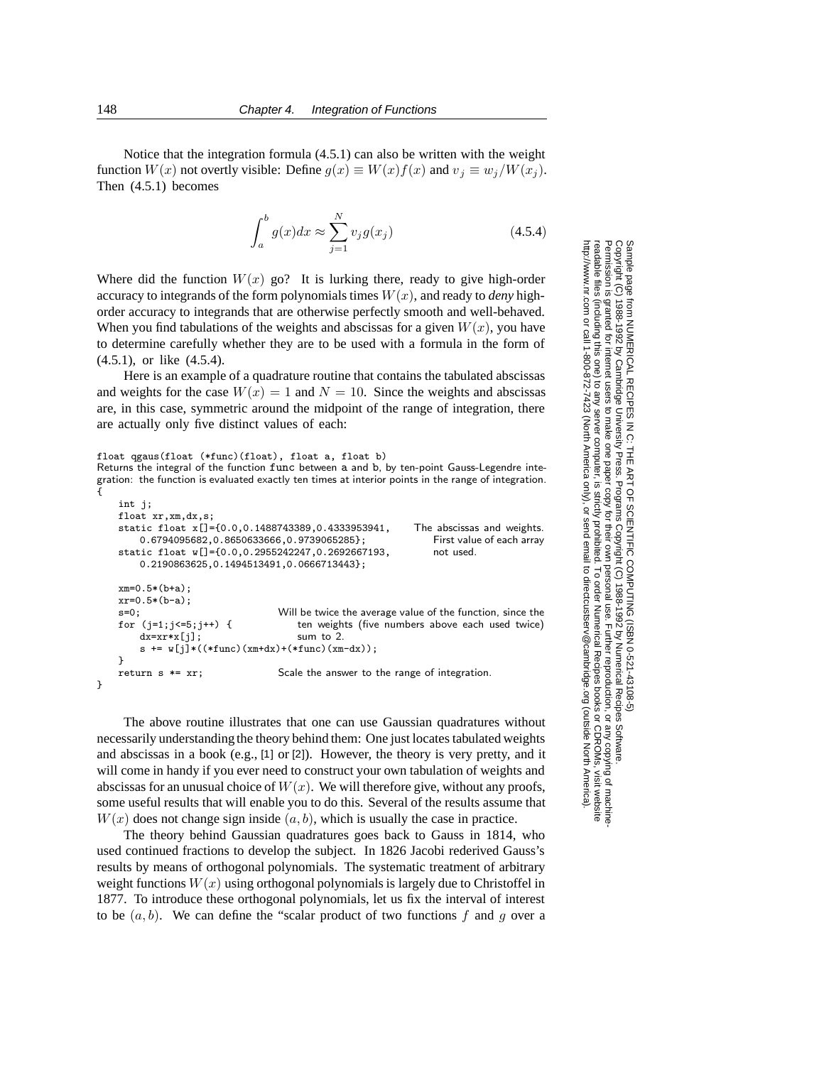Notice that the integration formula (4.5.1) can also be written with the weight function $W(x)$ not overtly visible: Define $g(x) \equiv W(x)f(x)$ and $v_j \equiv w_j/W(x_j)$. Then (4.5.1) becomes

$$\int_a^b g(x)dx \approx \sum_{j=1}^{N} v_j g(x_j) \tag{4.5.4}$$

Where did the function $W(x)$ go? It is lurking there, ready to give high-order accuracy to integrands of the form polynomials times $W(x)$, and ready to *deny* high-order accuracy to integrands that are otherwise perfectly smooth and well-behaved. When you find tabulations of the weights and abscissas for a given $W(x)$, you have to determine carefully whether they are to be used with a formula in the form of (4.5.1), or like (4.5.4).

Here is an example of a quadrature routine that contains the tabulated abscissas and weights for the case $W(x) = 1$ and $N = 10$. Since the weights and abscissas are, in this case, symmetric around the midpoint of the range of integration, there are actually only five distinct values of each:

```
float qgaus(float (*func)(float), float a, float b)
Returns the integral of the function func between a and b, by ten-point Gauss-Legendre inte-
gration: the function is evaluated exactly ten times at interior points in the range of integration.
{
    int j;
    float xr,xm,dx,s;
    static float x[]={0.0,0.1488743389,0.4333953941,      The abscissas and weights.
        0.6794095682,0.8650633666,0.9739065285};           First value of each array
    static float w[]={0.0,0.2955242247,0.2692667193,       not used.
        0.2190863625,0.1494513491,0.0666713443};

    xm=0.5*(b+a);
    xr=0.5*(b-a);
    s=0;                            Will be twice the average value of the function, since the
    for (j=1;j<=5;j++) {                ten weights (five numbers above each used twice)
        dx=xr*x[j];                     sum to 2.
        s += w[j]*((*func)(xm+dx)+(*func)(xm-dx));
    }
    return s *= xr;                 Scale the answer to the range of integration.
}
```

The above routine illustrates that one can use Gaussian quadratures without necessarily understanding the theory behind them: One just locates tabulated weights and abscissas in a book (e.g., [1] or [2]). However, the theory is very pretty, and it will come in handy if you ever need to construct your own tabulation of weights and abscissas for an unusual choice of $W(x)$. We will therefore give, without any proofs, some useful results that will enable you to do this. Several of the results assume that $W(x)$ does not change sign inside $(a, b)$, which is usually the case in practice.

The theory behind Gaussian quadratures goes back to Gauss in 1814, who used continued fractions to develop the subject. In 1826 Jacobi rederived Gauss's results by means of orthogonal polynomials. The systematic treatment of arbitrary weight functions $W(x)$ using orthogonal polynomials is largely due to Christoffel in 1877. To introduce these orthogonal polynomials, let us fix the interval of interest to be $(a, b)$. We can define the "scalar product of two functions $f$ and $g$ over a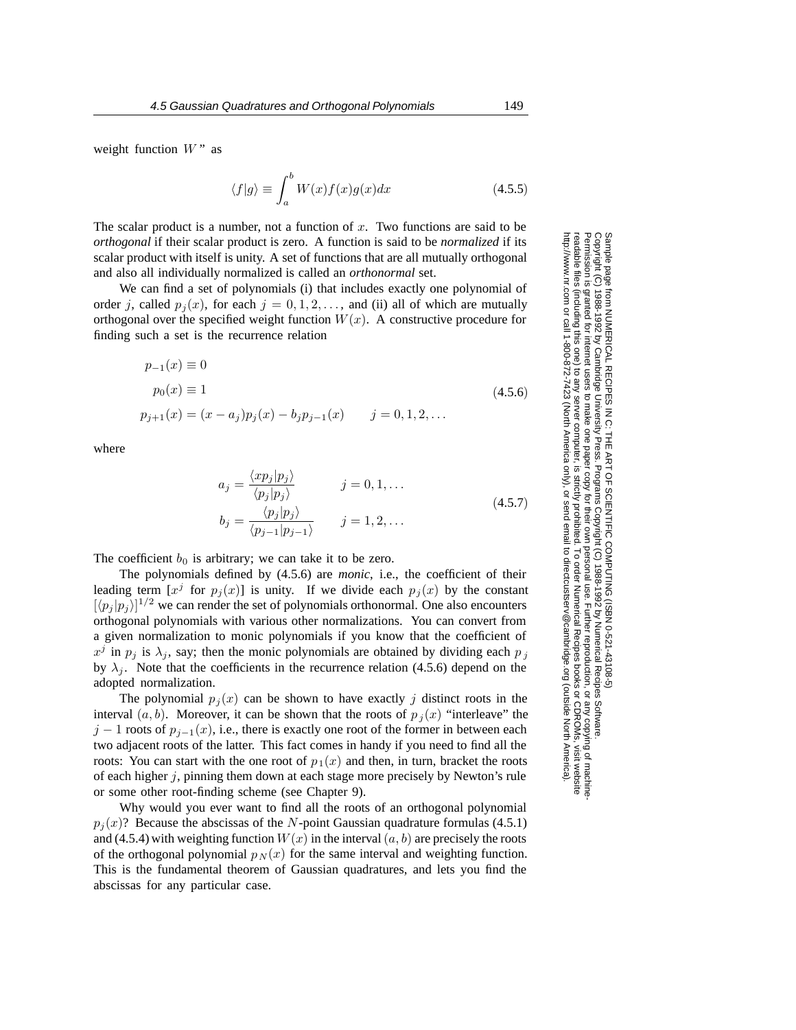weight function $W$" as

$$\langle f|g\rangle \equiv \int_a^b W(x)f(x)g(x)dx \tag{4.5.5}$$

The scalar product is a number, not a function of $x$. Two functions are said to be *orthogonal* if their scalar product is zero. A function is said to be *normalized* if its scalar product with itself is unity. A set of functions that are all mutually orthogonal and also all individually normalized is called an *orthonormal* set.

We can find a set of polynomials (i) that includes exactly one polynomial of order $j$, called $p_j(x)$, for each $j = 0, 1, 2, \ldots$, and (ii) all of which are mutually orthogonal over the specified weight function $W(x)$. A constructive procedure for finding such a set is the recurrence relation

$$\begin{aligned}
p_{-1}(x) &\equiv 0 \\
p_0(x) &\equiv 1 \\
p_{j+1}(x) &= (x - a_j)p_j(x) - b_j p_{j-1}(x) \qquad j = 0, 1, 2, \ldots
\end{aligned} \tag{4.5.6}$$

where

$$\begin{aligned}
a_j &= \frac{\langle xp_j|p_j\rangle}{\langle p_j|p_j\rangle} \qquad j = 0, 1, \ldots \\
b_j &= \frac{\langle p_j|p_j\rangle}{\langle p_{j-1}|p_{j-1}\rangle} \qquad j = 1, 2, \ldots
\end{aligned} \tag{4.5.7}$$

The coefficient $b_0$ is arbitrary; we can take it to be zero.

The polynomials defined by (4.5.6) are *monic*, i.e., the coefficient of their leading term [$x^j$ for $p_j(x)$] is unity. If we divide each $p_j(x)$ by the constant $[\langle p_j|p_j\rangle]^{1/2}$ we can render the set of polynomials orthonormal. One also encounters orthogonal polynomials with various other normalizations. You can convert from a given normalization to monic polynomials if you know that the coefficient of $x^j$ in $p_j$ is $\lambda_j$, say; then the monic polynomials are obtained by dividing each $p_j$ by $\lambda_j$. Note that the coefficients in the recurrence relation (4.5.6) depend on the adopted normalization.

The polynomial $p_j(x)$ can be shown to have exactly $j$ distinct roots in the interval $(a, b)$. Moreover, it can be shown that the roots of $p_j(x)$ "interleave" the $j-1$ roots of $p_{j-1}(x)$, i.e., there is exactly one root of the former in between each two adjacent roots of the latter. This fact comes in handy if you need to find all the roots: You can start with the one root of $p_1(x)$ and then, in turn, bracket the roots of each higher $j$, pinning them down at each stage more precisely by Newton's rule or some other root-finding scheme (see Chapter 9).

Why would you ever want to find all the roots of an orthogonal polynomial $p_j(x)$? Because the abscissas of the $N$-point Gaussian quadrature formulas (4.5.1) and (4.5.4) with weighting function $W(x)$ in the interval $(a, b)$ are precisely the roots of the orthogonal polynomial $p_N(x)$ for the same interval and weighting function. This is the fundamental theorem of Gaussian quadratures, and lets you find the abscissas for any particular case.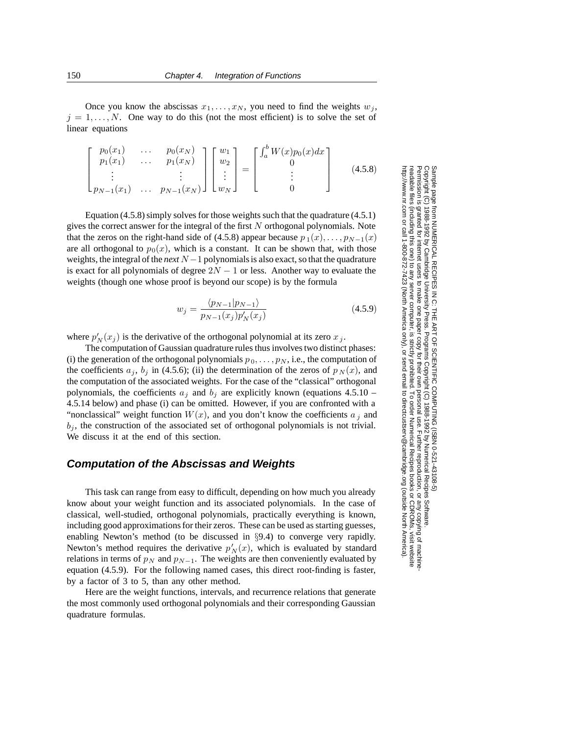Once you know the abscissas $x_1, \ldots, x_N$, you need to find the weights $w_j$, $j = 1, \ldots, N$. One way to do this (not the most efficient) is to solve the set of linear equations

$$
\begin{bmatrix} p_0(x_1) & \ldots & p_0(x_N) \\ p_1(x_1) & \ldots & p_1(x_N) \\ \vdots & & \vdots \\ p_{N-1}(x_1) & \ldots & p_{N-1}(x_N) \end{bmatrix} \begin{bmatrix} w_1 \\ w_2 \\ \vdots \\ w_N \end{bmatrix} = \begin{bmatrix} \int_a^b W(x)p_0(x)dx \\ 0 \\ \vdots \\ 0 \end{bmatrix} \tag{4.5.8}
$$

Equation (4.5.8) simply solves for those weights such that the quadrature (4.5.1) gives the correct answer for the integral of the first $N$ orthogonal polynomials. Note that the zeros on the right-hand side of (4.5.8) appear because $p_1(x), \ldots, p_{N-1}(x)$ are all orthogonal to $p_0(x)$, which is a constant. It can be shown that, with those weights, the integral of the *next* $N-1$ polynomials is also exact, so that the quadrature is exact for all polynomials of degree $2N-1$ or less. Another way to evaluate the weights (though one whose proof is beyond our scope) is by the formula

$$
w_j = \frac{\langle p_{N-1} | p_{N-1} \rangle}{p_{N-1}(x_j) p'_N(x_j)} \tag{4.5.9}
$$

where $p'_N(x_j)$ is the derivative of the orthogonal polynomial at its zero $x_j$.

The computation of Gaussian quadrature rules thus involves two distinct phases: (i) the generation of the orthogonal polynomials $p_0, \ldots, p_N$, i.e., the computation of the coefficients $a_j$, $b_j$ in (4.5.6); (ii) the determination of the zeros of $p_N(x)$, and the computation of the associated weights. For the case of the "classical" orthogonal polynomials, the coefficients $a_j$ and $b_j$ are explicitly known (equations 4.5.10 – 4.5.14 below) and phase (i) can be omitted. However, if you are confronted with a "nonclassical" weight function $W(x)$, and you don't know the coefficients $a_j$ and $b_j$, the construction of the associated set of orthogonal polynomials is not trivial. We discuss it at the end of this section.

## Computation of the Abscissas and Weights

This task can range from easy to difficult, depending on how much you already know about your weight function and its associated polynomials. In the case of classical, well-studied, orthogonal polynomials, practically everything is known, including good approximations for their zeros. These can be used as starting guesses, enabling Newton's method (to be discussed in §9.4) to converge very rapidly. Newton's method requires the derivative $p'_N(x)$, which is evaluated by standard relations in terms of $p_N$ and $p_{N-1}$. The weights are then conveniently evaluated by equation (4.5.9). For the following named cases, this direct root-finding is faster, by a factor of 3 to 5, than any other method.

Here are the weight functions, intervals, and recurrence relations that generate the most commonly used orthogonal polynomials and their corresponding Gaussian quadrature formulas.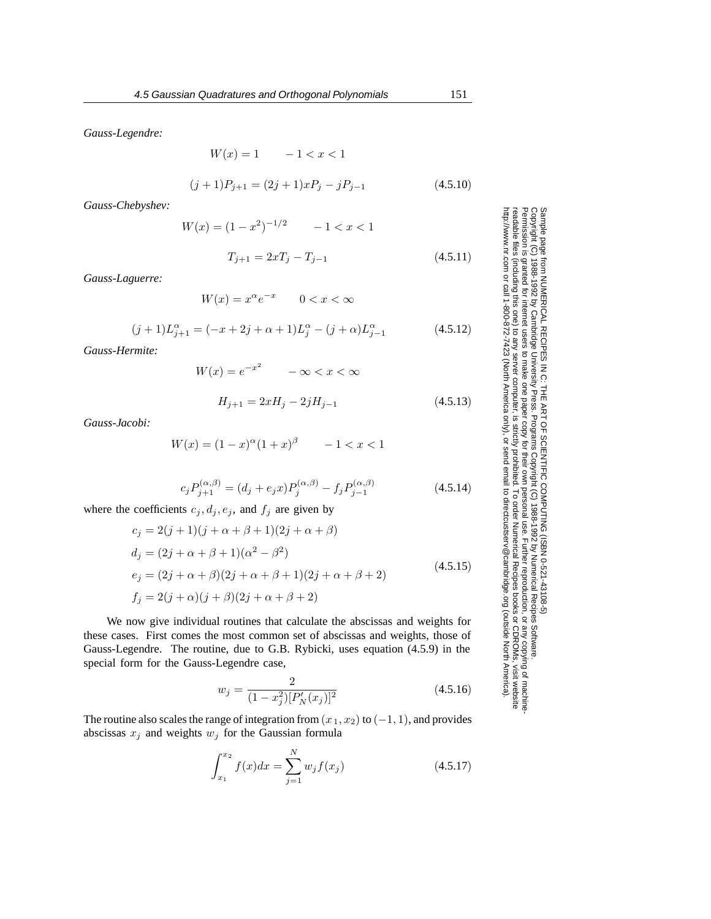*Gauss-Legendre:*

$$W(x) = 1 \qquad -1 < x < 1$$

$$(j+1)P_{j+1} = (2j+1)xP_j - jP_{j-1} \tag{4.5.10}$$

*Gauss-Chebyshev:*

$$W(x) = (1-x^2)^{-1/2} \qquad -1 < x < 1$$

$$T_{j+1} = 2xT_j - T_{j-1} \tag{4.5.11}$$

*Gauss-Laguerre:*

$$W(x) = x^\alpha e^{-x} \qquad 0 < x < \infty$$

$$(j+1)L^\alpha_{j+1} = (-x + 2j + \alpha + 1)L^\alpha_j - (j+\alpha)L^\alpha_{j-1} \tag{4.5.12}$$

*Gauss-Hermite:*

$$W(x) = e^{-x^2} \qquad -\infty < x < \infty$$

$$H_{j+1} = 2xH_j - 2jH_{j-1} \tag{4.5.13}$$

*Gauss-Jacobi:*

$$W(x) = (1-x)^\alpha(1+x)^\beta \qquad -1 < x < 1$$

$$c_j P^{(\alpha,\beta)}_{j+1} = (d_j + e_j x)P^{(\alpha,\beta)}_j - f_j P^{(\alpha,\beta)}_{j-1} \tag{4.5.14}$$

where the coefficients $c_j, d_j, e_j$, and $f_j$ are given by

$$\begin{aligned}
c_j &= 2(j+1)(j+\alpha+\beta+1)(2j+\alpha+\beta) \\
d_j &= (2j+\alpha+\beta+1)(\alpha^2-\beta^2) \\
e_j &= (2j+\alpha+\beta)(2j+\alpha+\beta+1)(2j+\alpha+\beta+2) \\
f_j &= 2(j+\alpha)(j+\beta)(2j+\alpha+\beta+2)
\end{aligned} \tag{4.5.15}$$

We now give individual routines that calculate the abscissas and weights for these cases. First comes the most common set of abscissas and weights, those of Gauss-Legendre. The routine, due to G.B. Rybicki, uses equation (4.5.9) in the special form for the Gauss-Legendre case,

$$w_j = \frac{2}{(1-x_j^2)[P'_N(x_j)]^2} \tag{4.5.16}$$

The routine also scales the range of integration from $(x_1, x_2)$ to $(-1, 1)$, and provides abscissas $x_j$ and weights $w_j$ for the Gaussian formula

$$\int_{x_1}^{x_2} f(x)dx = \sum_{j=1}^{N} w_j f(x_j) \tag{4.5.17}$$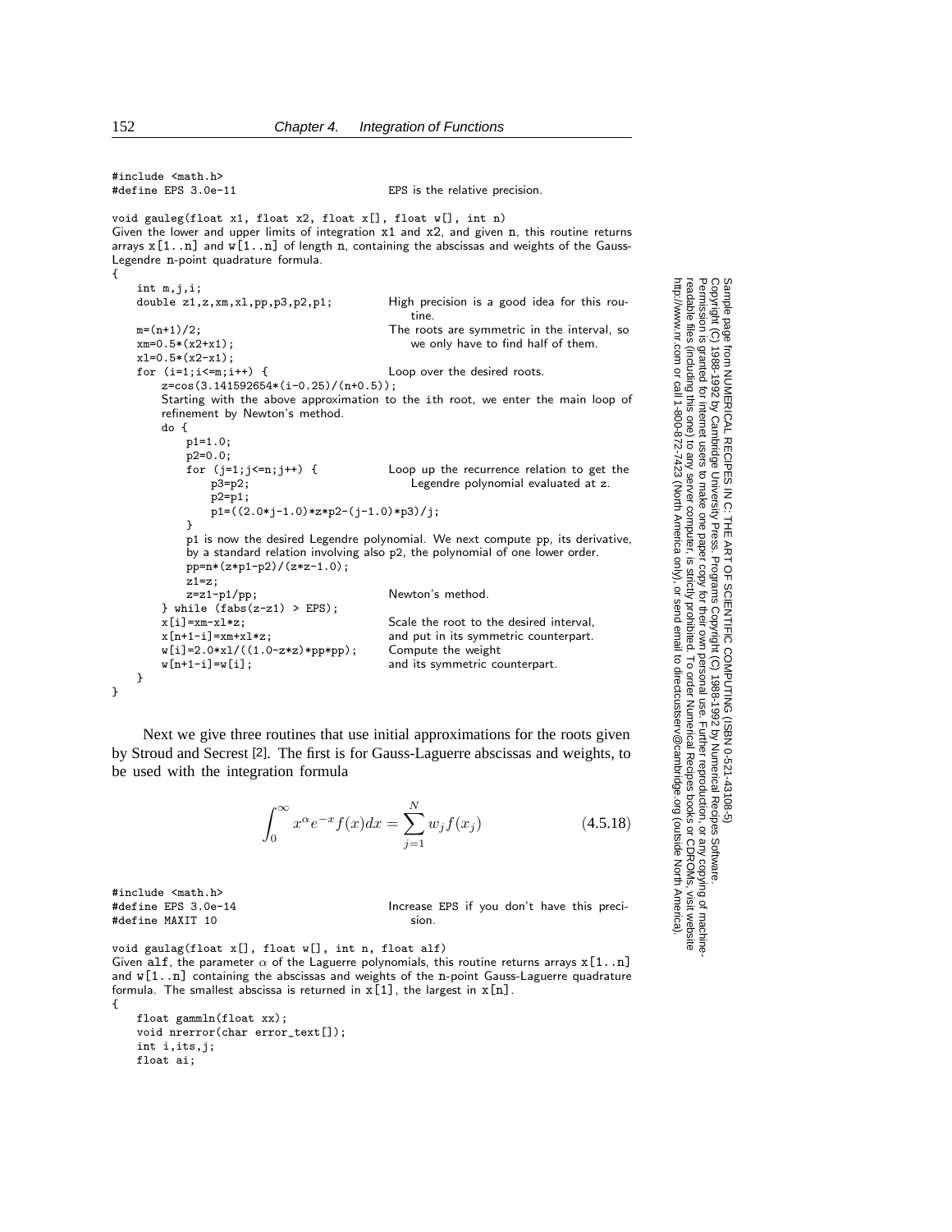```
#include <math.h>
#define EPS 3.0e-11                          EPS is the relative precision.

void gauleg(float x1, float x2, float x[], float w[], int n)
```

Given the lower and upper limits of integration x1 and x2, and given n, this routine returns arrays x[1..n] and w[1..n] of length n, containing the abscissas and weights of the Gauss-Legendre n-point quadrature formula.

```
{
    int m,j,i;
    double z1,z,xm,xl,pp,p3,p2,p1;          High precision is a good idea for this routine.

    m=(n+1)/2;                               The roots are symmetric in the interval, so
    xm=0.5*(x2+x1);                              we only have to find half of them.
    xl=0.5*(x2-x1);
    for (i=1;i<=m;i++) {                     Loop over the desired roots.
        z=cos(3.141592654*(i-0.25)/(n+0.5));
```

Starting with the above approximation to the ith root, we enter the main loop of refinement by Newton's method.

```
        do {
            p1=1.0;
            p2=0.0;
            for (j=1;j<=n;j++) {             Loop up the recurrence relation to get the
                p3=p2;                           Legendre polynomial evaluated at z.
                p2=p1;
                p1=((2.0*j-1.0)*z*p2-(j-1.0)*p3)/j;
            }
```

p1 is now the desired Legendre polynomial. We next compute pp, its derivative, by a standard relation involving also p2, the polynomial of one lower order.

```
            pp=n*(z*p1-p2)/(z*z-1.0);
            z1=z;
            z=z1-p1/pp;                      Newton's method.
        } while (fabs(z-z1) > EPS);
        x[i]=xm-xl*z;                        Scale the root to the desired interval,
        x[n+1-i]=xm+xl*z;                    and put in its symmetric counterpart.
        w[i]=2.0*xl/((1.0-z*z)*pp*pp);       Compute the weight
        w[n+1-i]=w[i];                       and its symmetric counterpart.
    }
}
```

Next we give three routines that use initial approximations for the roots given by Stroud and Secrest [2]. The first is for Gauss-Laguerre abscissas and weights, to be used with the integration formula

$$\int_0^\infty x^\alpha e^{-x} f(x)dx = \sum_{j=1}^{N} w_j f(x_j) \tag{4.5.18}$$

```
#include <math.h>
#define EPS 3.0e-14                          Increase EPS if you don't have this preci-
#define MAXIT 10                                 sion.

void gaulag(float x[], float w[], int n, float alf)
```

Given alf, the parameter $\alpha$ of the Laguerre polynomials, this routine returns arrays x[1..n] and w[1..n] containing the abscissas and weights of the n-point Gauss-Laguerre quadrature formula. The smallest abscissa is returned in x[1], the largest in x[n].

```
{
    float gammln(float xx);
    void nrerror(char error_text[]);
    int i,its,j;
    float ai;
```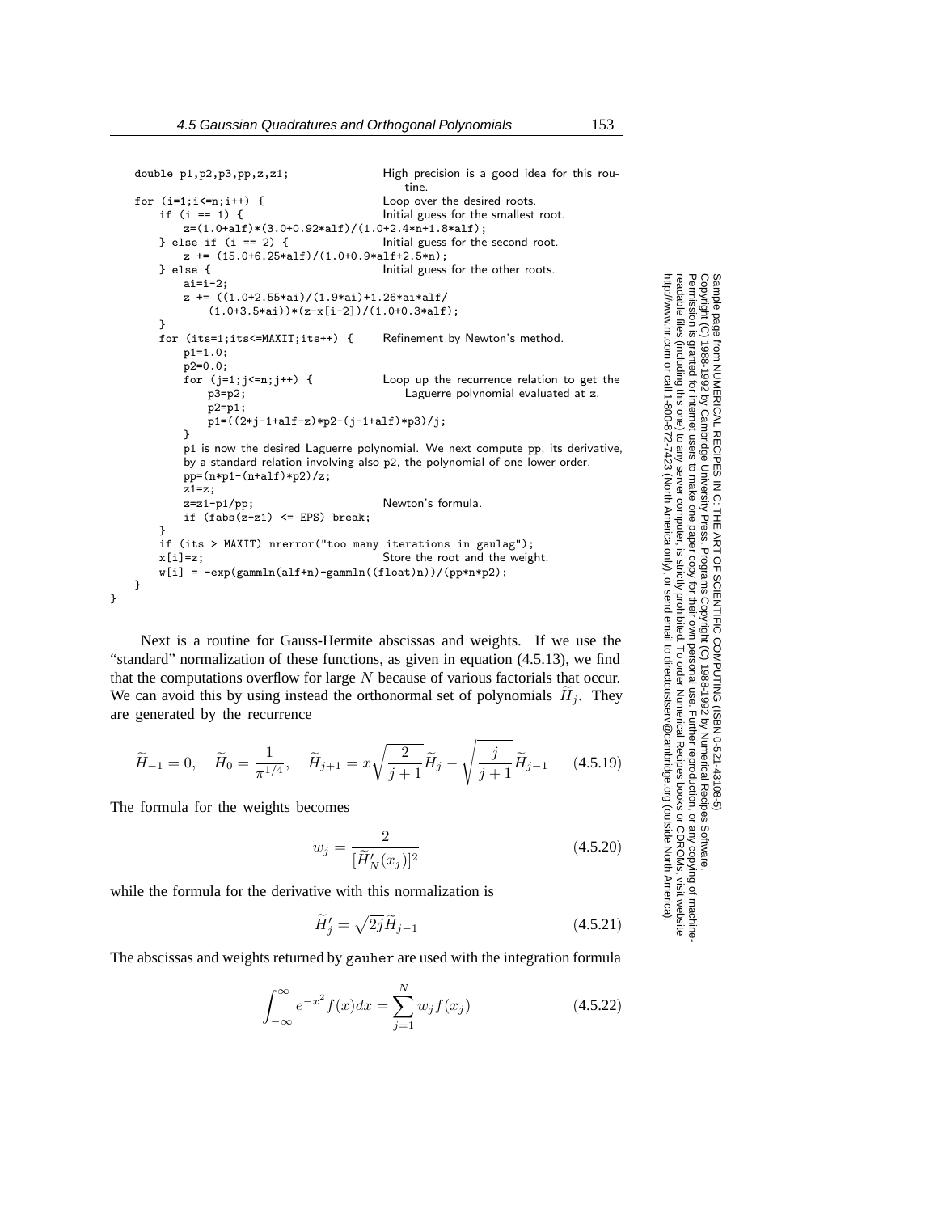```
    double p1,p2,p3,pp,z,z1;                High precision is a good idea for this rou-
                                                tine.
    for (i=1;i<=n;i++) {                    Loop over the desired roots.
        if (i == 1) {                       Initial guess for the smallest root.
            z=(1.0+alf)*(3.0+0.92*alf)/(1.0+2.4*n+1.8*alf);
        } else if (i == 2) {                Initial guess for the second root.
            z += (15.0+6.25*alf)/(1.0+0.9*alf+2.5*n);
        } else {                            Initial guess for the other roots.
            ai=i-2;
            z += ((1.0+2.55*ai)/(1.9*ai)+1.26*ai*alf/
                (1.0+3.5*ai))*(z-x[i-2])/(1.0+0.3*alf);
        }
        for (its=1;its<=MAXIT;its++) {      Refinement by Newton's method.
            p1=1.0;
            p2=0.0;
            for (j=1;j<=n;j++) {            Loop up the recurrence relation to get the
                p3=p2;                          Laguerre polynomial evaluated at z.
                p2=p1;
                p1=((2*j-1+alf-z)*p2-(j-1+alf)*p3)/j;
            }
            p1 is now the desired Laguerre polynomial. We next compute pp, its derivative,
            by a standard relation involving also p2, the polynomial of one lower order.
            pp=(n*p1-(n+alf)*p2)/z;
            z1=z;
            z=z1-p1/pp;                     Newton's formula.
            if (fabs(z-z1) <= EPS) break;
        }
        if (its > MAXIT) nrerror("too many iterations in gaulag");
        x[i]=z;                             Store the root and the weight.
        w[i] = -exp(gammln(alf+n)-gammln((float)n))/(pp*n*p2);
    }
}
```

Next is a routine for Gauss-Hermite abscissas and weights. If we use the "standard" normalization of these functions, as given in equation (4.5.13), we find that the computations overflow for large $N$ because of various factorials that occur. We can avoid this by using instead the orthonormal set of polynomials $\widetilde{H}_j$. They are generated by the recurrence

$$\widetilde{H}_{-1} = 0, \quad \widetilde{H}_0 = \frac{1}{\pi^{1/4}}, \quad \widetilde{H}_{j+1} = x\sqrt{\frac{2}{j+1}}\widetilde{H}_j - \sqrt{\frac{j}{j+1}}\widetilde{H}_{j-1} \tag{4.5.19}$$

The formula for the weights becomes

$$w_j = \frac{2}{[\widetilde{H}'_N(x_j)]^2} \tag{4.5.20}$$

while the formula for the derivative with this normalization is

$$\widetilde{H}'_j = \sqrt{2j}\,\widetilde{H}_{j-1} \tag{4.5.21}$$

The abscissas and weights returned by gauher are used with the integration formula

$$\int_{-\infty}^{\infty} e^{-x^2} f(x)dx = \sum_{j=1}^{N} w_j f(x_j) \tag{4.5.22}$$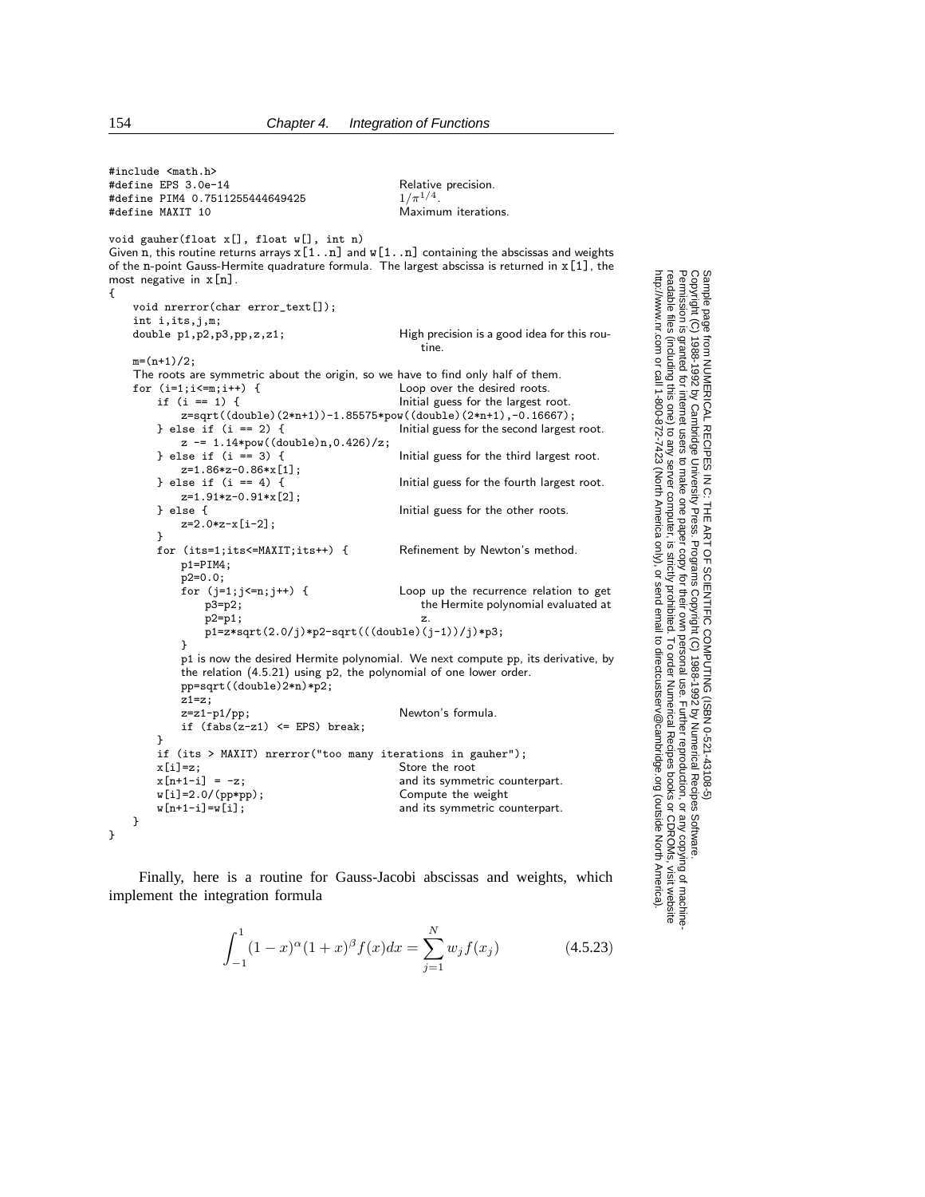```c
#include <math.h>
#define EPS 3.0e-14                                 Relative precision.
#define PIM4 0.7511255444649425                     1/π^{1/4}.
#define MAXIT 10                                    Maximum iterations.

void gauher(float x[], float w[], int n)
Given n, this routine returns arrays x[1..n] and w[1..n] containing the abscissas and weights
of the n-point Gauss-Hermite quadrature formula. The largest abscissa is returned in x[1], the
most negative in x[n].
{
    void nrerror(char error_text[]);
    int i,its,j,m;
    double p1,p2,p3,pp,z,z1;                        High precision is a good idea for this rou-
                                                        tine.
    m=(n+1)/2;
    The roots are symmetric about the origin, so we have to find only half of them.
    for (i=1;i<=m;i++) {                            Loop over the desired roots.
        if (i == 1) {                               Initial guess for the largest root.
            z=sqrt((double)(2*n+1))-1.85575*pow((double)(2*n+1),-0.16667);
        } else if (i == 2) {                        Initial guess for the second largest root.
            z -= 1.14*pow((double)n,0.426)/z;
        } else if (i == 3) {                        Initial guess for the third largest root.
            z=1.86*z-0.86*x[1];
        } else if (i == 4) {                        Initial guess for the fourth largest root.
            z=1.91*z-0.91*x[2];
        } else {                                    Initial guess for the other roots.
            z=2.0*z-x[i-2];
        }
        for (its=1;its<=MAXIT;its++) {              Refinement by Newton's method.
            p1=PIM4;
            p2=0.0;
            for (j=1;j<=n;j++) {                    Loop up the recurrence relation to get
                p3=p2;                                  the Hermite polynomial evaluated at
                p2=p1;                                  z.
                p1=z*sqrt(2.0/j)*p2-sqrt(((double)(j-1))/j)*p3;
            }
            p1 is now the desired Hermite polynomial. We next compute pp, its derivative, by
            the relation (4.5.21) using p2, the polynomial of one lower order.
            pp=sqrt((double)2*n)*p2;
            z1=z;
            z=z1-p1/pp;                             Newton's formula.
            if (fabs(z-z1) <= EPS) break;
        }
        if (its > MAXIT) nrerror("too many iterations in gauher");
        x[i]=z;                                     Store the root
        x[n+1-i] = -z;                              and its symmetric counterpart.
        w[i]=2.0/(pp*pp);                           Compute the weight
        w[n+1-i]=w[i];                              and its symmetric counterpart.
    }
}
```

Finally, here is a routine for Gauss-Jacobi abscissas and weights, which implement the integration formula

$$\int_{-1}^{1} (1-x)^{\alpha}(1+x)^{\beta} f(x)dx = \sum_{j=1}^{N} w_j f(x_j) \tag{4.5.23}$$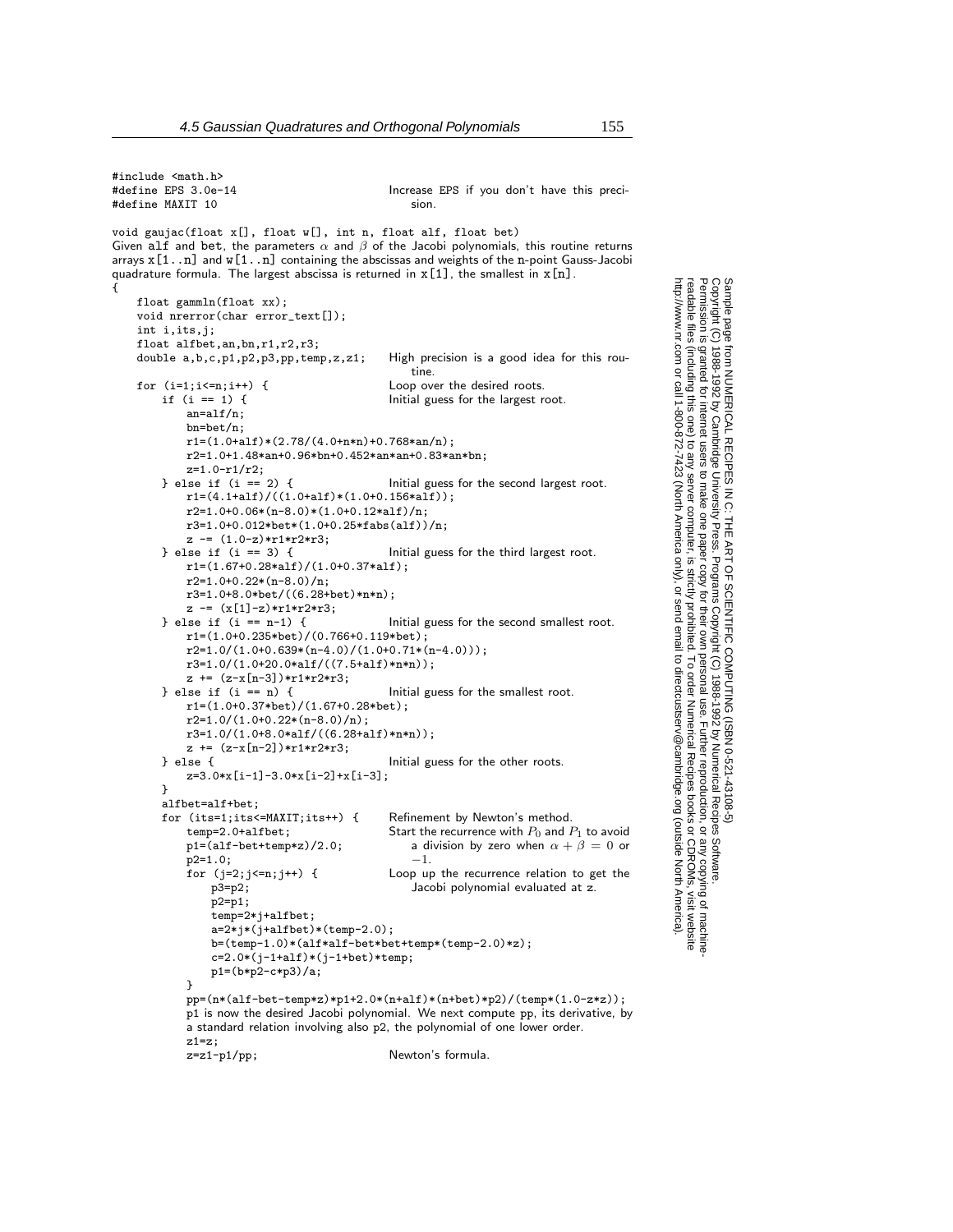```c
#include <math.h>
#define EPS 3.0e-14                    Increase EPS if you don't have this preci-
#define MAXIT 10                           sion.

void gaujac(float x[], float w[], int n, float alf, float bet)
```

Given alf and bet, the parameters $\alpha$ and $\beta$ of the Jacobi polynomials, this routine returns arrays x[1..n] and w[1..n] containing the abscissas and weights of the n-point Gauss-Jacobi quadrature formula. The largest abscissa is returned in x[1], the smallest in x[n].

```c
{
    float gammln(float xx);
    void nrerror(char error_text[]);
    int i,its,j;
    float alfbet,an,bn,r1,r2,r3;
    double a,b,c,p1,p2,p3,pp,temp,z,z1;    High precision is a good idea for this rou-
                                               tine.
    for (i=1;i<=n;i++) {                   Loop over the desired roots.
        if (i == 1) {                      Initial guess for the largest root.
            an=alf/n;
            bn=bet/n;
            r1=(1.0+alf)*(2.78/(4.0+n*n)+0.768*an/n);
            r2=1.0+1.48*an+0.96*bn+0.452*an*an+0.83*an*bn;
            z=1.0-r1/r2;
        } else if (i == 2) {               Initial guess for the second largest root.
            r1=(4.1+alf)/((1.0+alf)*(1.0+0.156*alf));
            r2=1.0+0.06*(n-8.0)*(1.0+0.12*alf)/n;
            r3=1.0+0.012*bet*(1.0+0.25*fabs(alf))/n;
            z -= (1.0-z)*r1*r2*r3;
        } else if (i == 3) {               Initial guess for the third largest root.
            r1=(1.67+0.28*alf)/(1.0+0.37*alf);
            r2=1.0+0.22*(n-8.0)/n;
            r3=1.0+8.0*bet/((6.28+bet)*n*n);
            z -= (x[1]-z)*r1*r2*r3;
        } else if (i == n-1) {             Initial guess for the second smallest root.
            r1=(1.0+0.235*bet)/(0.766+0.119*bet);
            r2=1.0/(1.0+0.639*(n-4.0)/(1.0+0.71*(n-4.0)));
            r3=1.0/(1.0+20.0*alf/((7.5+alf)*n*n));
            z += (z-x[n-3])*r1*r2*r3;
        } else if (i == n) {               Initial guess for the smallest root.
            r1=(1.0+0.37*bet)/(1.67+0.28*bet);
            r2=1.0/(1.0+0.22*(n-8.0)/n);
            r3=1.0/(1.0+8.0*alf/((6.28+alf)*n*n));
            z += (z-x[n-2])*r1*r2*r3;
        } else {                           Initial guess for the other roots.
            z=3.0*x[i-1]-3.0*x[i-2]+x[i-3];
        }
        alfbet=alf+bet;
        for (its=1;its<=MAXIT;its++) {     Refinement by Newton's method.
            temp=2.0+alfbet;               Start the recurrence with P0 and P1 to avoid
            p1=(alf-bet+temp*z)/2.0;           a division by zero when α + β = 0 or
            p2=1.0;                            −1.
            for (j=2;j<=n;j++) {           Loop up the recurrence relation to get the
                p3=p2;                         Jacobi polynomial evaluated at z.
                p2=p1;
                temp=2*j+alfbet;
                a=2*j*(j+alfbet)*(temp-2.0);
                b=(temp-1.0)*(alf*alf-bet*bet+temp*(temp-2.0)*z);
                c=2.0*(j-1+alf)*(j-1+bet)*temp;
                p1=(b*p2-c*p3)/a;
            }
            pp=(n*(alf-bet-temp*z)*p1+2.0*(n+alf)*(n+bet)*p2)/(temp*(1.0-z*z));
```

p1 is now the desired Jacobi polynomial. We next compute pp, its derivative, by a standard relation involving also p2, the polynomial of one lower order.

```c
            z1=z;
            z=z1-p1/pp;                    Newton's formula.
```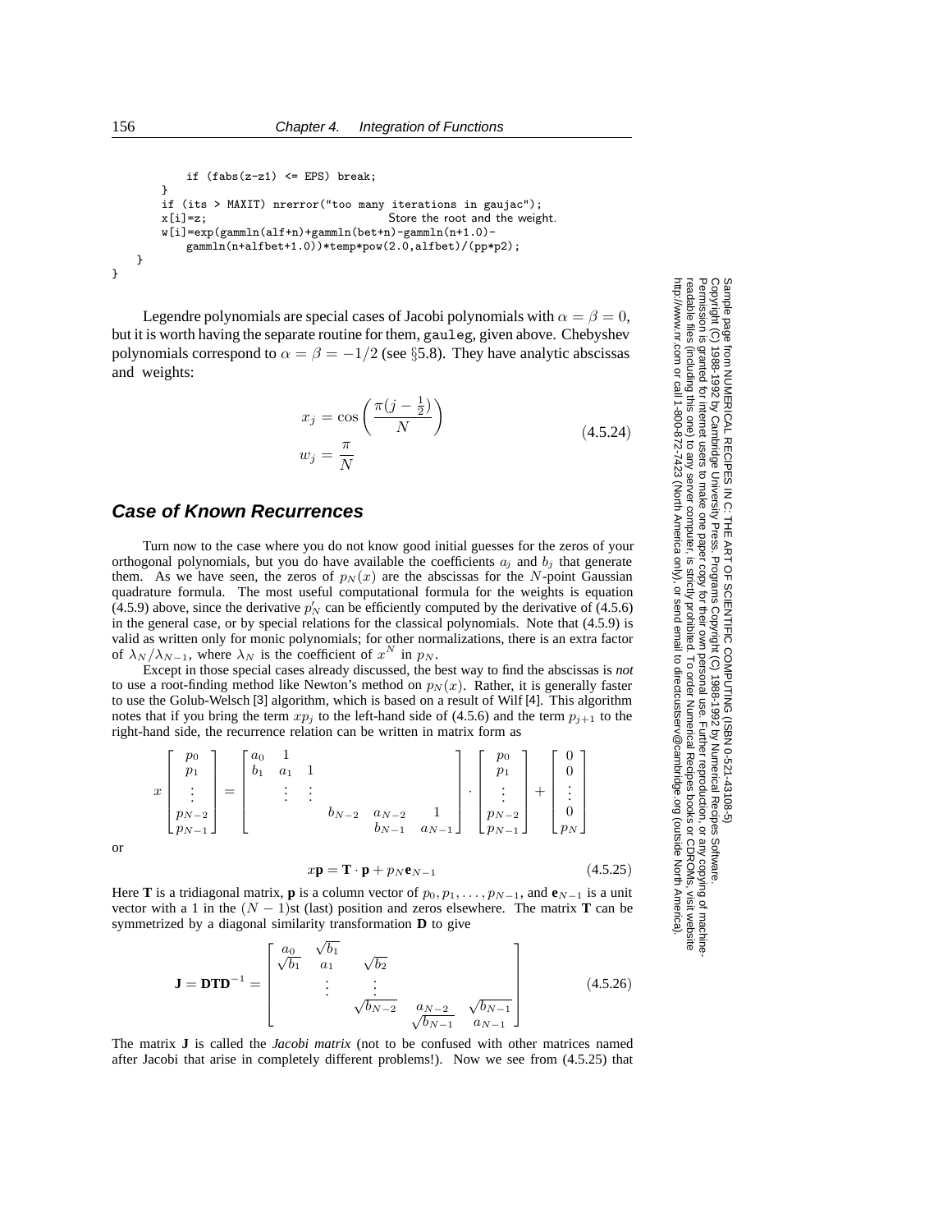```
            if (fabs(z-z1) <= EPS) break;
        }
        if (its > MAXIT) nrerror("too many iterations in gaujac");
        x[i]=z;                                 Store the root and the weight.
        w[i]=exp(gammln(alf+n)+gammln(bet+n)-gammln(n+1.0)-
            gammln(n+alfbet+1.0))*temp*pow(2.0,alfbet)/(pp*p2);
    }
}
```

Legendre polynomials are special cases of Jacobi polynomials with $\alpha = \beta = 0$, but it is worth having the separate routine for them, gauleg, given above. Chebyshev polynomials correspond to $\alpha = \beta = -1/2$ (see §5.8). They have analytic abscissas and weights:

$$
\begin{aligned}
x_j &= \cos\left(\frac{\pi(j-\frac{1}{2})}{N}\right) \\
w_j &= \frac{\pi}{N}
\end{aligned}
\tag{4.5.24}
$$

## Case of Known Recurrences

Turn now to the case where you do not know good initial guesses for the zeros of your orthogonal polynomials, but you do have available the coefficients $a_j$ and $b_j$ that generate them. As we have seen, the zeros of $p_N(x)$ are the abscissas for the $N$-point Gaussian quadrature formula. The most useful computational formula for the weights is equation (4.5.9) above, since the derivative $p'_N$ can be efficiently computed by the derivative of (4.5.6) in the general case, or by special relations for the classical polynomials. Note that (4.5.9) is valid as written only for monic polynomials; for other normalizations, there is an extra factor of $\lambda_N/\lambda_{N-1}$, where $\lambda_N$ is the coefficient of $x^N$ in $p_N$.

Except in those special cases already discussed, the best way to find the abscissas is *not* to use a root-finding method like Newton's method on $p_N(x)$. Rather, it is generally faster to use the Golub-Welsch [3] algorithm, which is based on a result of Wilf [4]. This algorithm notes that if you bring the term $xp_j$ to the left-hand side of (4.5.6) and the term $p_{j+1}$ to the right-hand side, the recurrence relation can be written in matrix form as

$$
x\begin{bmatrix} p_0 \\ p_1 \\ \vdots \\ p_{N-2} \\ p_{N-1} \end{bmatrix} = \begin{bmatrix} a_0 & 1 & & & \\ b_1 & a_1 & 1 & & \\ & \vdots & \vdots & & \\ & & b_{N-2} & a_{N-2} & 1 \\ & & & b_{N-1} & a_{N-1} \end{bmatrix} \cdot \begin{bmatrix} p_0 \\ p_1 \\ \vdots \\ p_{N-2} \\ p_{N-1} \end{bmatrix} + \begin{bmatrix} 0 \\ 0 \\ \vdots \\ 0 \\ p_N \end{bmatrix}
$$

or

$$
x\mathbf{p} = \mathbf{T} \cdot \mathbf{p} + p_N \mathbf{e}_{N-1} \tag{4.5.25}
$$

Here $\mathbf{T}$ is a tridiagonal matrix, $\mathbf{p}$ is a column vector of $p_0, p_1, \ldots, p_{N-1}$, and $\mathbf{e}_{N-1}$ is a unit vector with a 1 in the $(N-1)$st (last) position and zeros elsewhere. The matrix $\mathbf{T}$ can be symmetrized by a diagonal similarity transformation $\mathbf{D}$ to give

$$
\mathbf{J} = \mathbf{D}\mathbf{T}\mathbf{D}^{-1} = \begin{bmatrix} a_0 & \sqrt{b_1} & & & \\ \sqrt{b_1} & a_1 & \sqrt{b_2} & & \\ & \vdots & \vdots & & \\ & & \sqrt{b_{N-2}} & a_{N-2} & \sqrt{b_{N-1}} \\ & & & \sqrt{b_{N-1}} & a_{N-1} \end{bmatrix} \tag{4.5.26}
$$

The matrix $\mathbf{J}$ is called the *Jacobi matrix* (not to be confused with other matrices named after Jacobi that arise in completely different problems!). Now we see from (4.5.25) that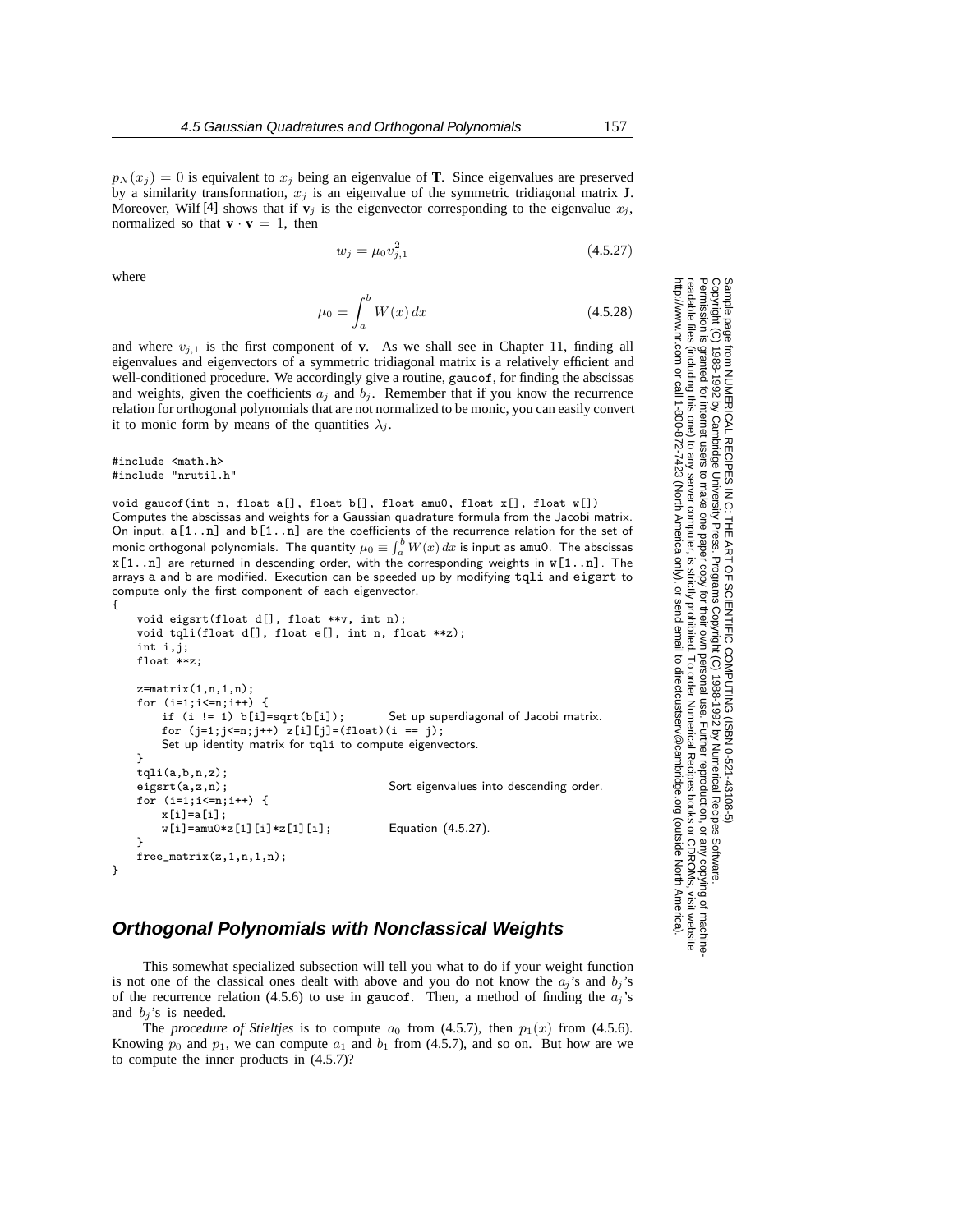$p_N(x_j) = 0$ is equivalent to $x_j$ being an eigenvalue of $\mathbf{T}$. Since eigenvalues are preserved by a similarity transformation, $x_j$ is an eigenvalue of the symmetric tridiagonal matrix $\mathbf{J}$. Moreover, Wilf [4] shows that if $\mathbf{v}_j$ is the eigenvector corresponding to the eigenvalue $x_j$, normalized so that $\mathbf{v} \cdot \mathbf{v} = 1$, then

$$w_j = \mu_0 v_{j,1}^2 \tag{4.5.27}$$

where

$$\mu_0 = \int_a^b W(x)\, dx \tag{4.5.28}$$

and where $v_{j,1}$ is the first component of $\mathbf{v}$. As we shall see in Chapter 11, finding all eigenvalues and eigenvectors of a symmetric tridiagonal matrix is a relatively efficient and well-conditioned procedure. We accordingly give a routine, gaucof, for finding the abscissas and weights, given the coefficients $a_j$ and $b_j$. Remember that if you know the recurrence relation for orthogonal polynomials that are not normalized to be monic, you can easily convert it to monic form by means of the quantities $\lambda_j$.

```
#include <math.h>
#include "nrutil.h"

void gaucof(int n, float a[], float b[], float amu0, float x[], float w[])
```

Computes the abscissas and weights for a Gaussian quadrature formula from the Jacobi matrix. On input, a[1..n] and b[1..n] are the coefficients of the recurrence relation for the set of monic orthogonal polynomials. The quantity $\mu_0 \equiv \int_a^b W(x)\, dx$ is input as amu0. The abscissas x[1..n] are returned in descending order, with the corresponding weights in w[1..n]. The arrays a and b are modified. Execution can be speeded up by modifying tqli and eigsrt to compute only the first component of each eigenvector.

```
{
    void eigsrt(float d[], float **v, int n);
    void tqli(float d[], float e[], int n, float **z);
    int i,j;
    float **z;

    z=matrix(1,n,1,n);
    for (i=1;i<=n;i++) {
        if (i != 1) b[i]=sqrt(b[i]);        Set up superdiagonal of Jacobi matrix.
        for (j=1;j<=n;j++) z[i][j]=(float)(i == j);
        Set up identity matrix for tqli to compute eigenvectors.
    }
    tqli(a,b,n,z);
    eigsrt(a,z,n);                          Sort eigenvalues into descending order.
    for (i=1;i<=n;i++) {
        x[i]=a[i];
        w[i]=amu0*z[1][i]*z[1][i];          Equation (4.5.27).
    }
    free_matrix(z,1,n,1,n);
}
```

## Orthogonal Polynomials with Nonclassical Weights

This somewhat specialized subsection will tell you what to do if your weight function is not one of the classical ones dealt with above and you do not know the $a_j$'s and $b_j$'s of the recurrence relation (4.5.6) to use in gaucof. Then, a method of finding the $a_j$'s and $b_j$'s is needed.

The *procedure of Stieltjes* is to compute $a_0$ from (4.5.7), then $p_1(x)$ from (4.5.6). Knowing $p_0$ and $p_1$, we can compute $a_1$ and $b_1$ from (4.5.7), and so on. But how are we to compute the inner products in (4.5.7)?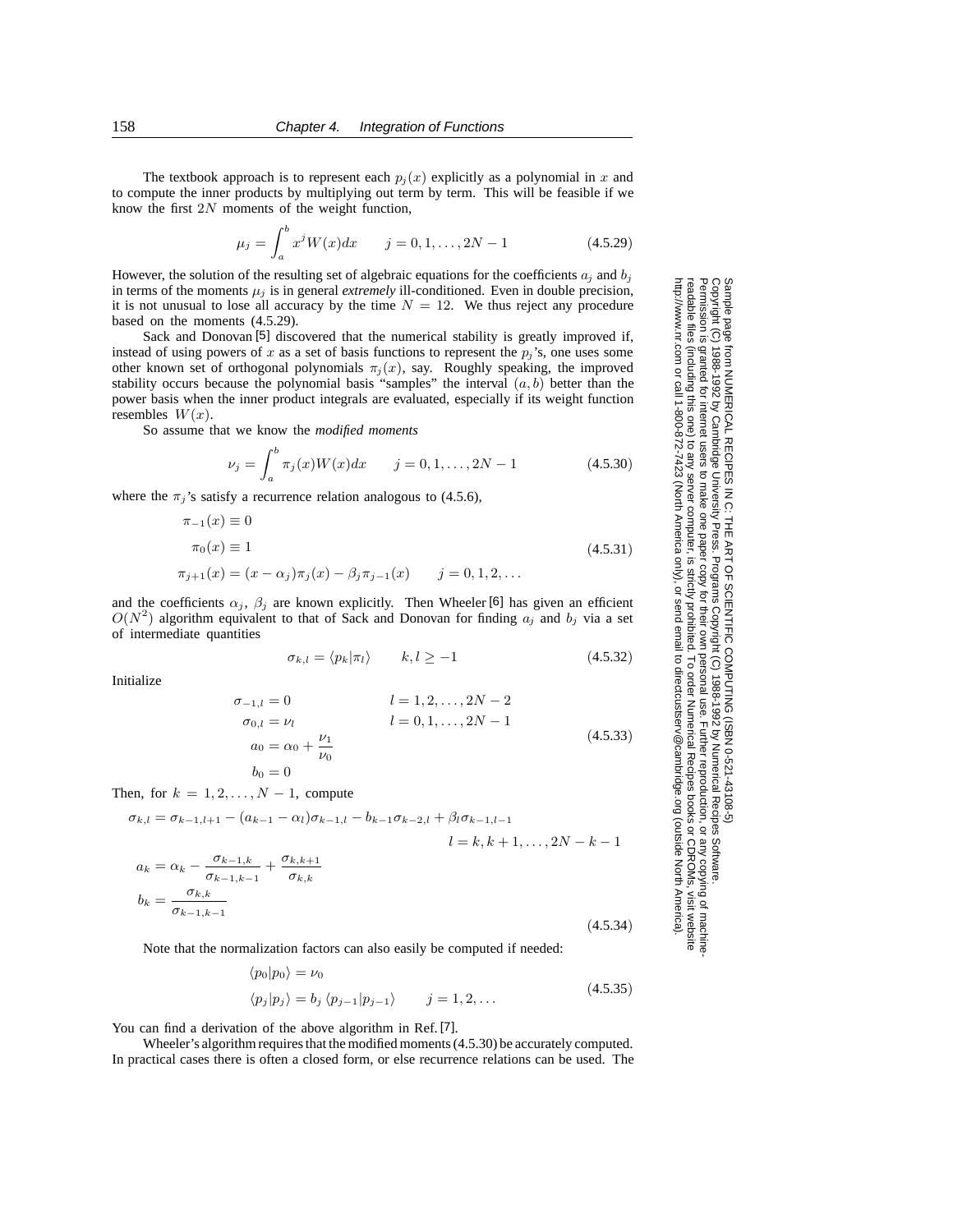The textbook approach is to represent each $p_j(x)$ explicitly as a polynomial in $x$ and to compute the inner products by multiplying out term by term. This will be feasible if we know the first $2N$ moments of the weight function,

$$\mu_j = \int_a^b x^j W(x)dx \qquad j = 0, 1, \ldots, 2N-1 \tag{4.5.29}$$

However, the solution of the resulting set of algebraic equations for the coefficients $a_j$ and $b_j$ in terms of the moments $\mu_j$ is in general *extremely* ill-conditioned. Even in double precision, it is not unusual to lose all accuracy by the time $N = 12$. We thus reject any procedure based on the moments (4.5.29).

Sack and Donovan [5] discovered that the numerical stability is greatly improved if, instead of using powers of $x$ as a set of basis functions to represent the $p_j$'s, one uses some other known set of orthogonal polynomials $\pi_j(x)$, say. Roughly speaking, the improved stability occurs because the polynomial basis "samples" the interval $(a, b)$ better than the power basis when the inner product integrals are evaluated, especially if its weight function resembles $W(x)$.

So assume that we know the *modified moments*

$$\nu_j = \int_a^b \pi_j(x) W(x)dx \qquad j = 0, 1, \ldots, 2N-1 \tag{4.5.30}$$

where the $\pi_j$'s satisfy a recurrence relation analogous to (4.5.6),

$$\begin{aligned}
\pi_{-1}(x) &\equiv 0 \\
\pi_0(x) &\equiv 1 \\
\pi_{j+1}(x) &= (x - \alpha_j)\pi_j(x) - \beta_j \pi_{j-1}(x) \qquad j = 0, 1, 2, \ldots
\end{aligned} \tag{4.5.31}$$

and the coefficients $\alpha_j$, $\beta_j$ are known explicitly. Then Wheeler [6] has given an efficient $O(N^2)$ algorithm equivalent to that of Sack and Donovan for finding $a_j$ and $b_j$ via a set of intermediate quantities

$$\sigma_{k,l} = \langle p_k | \pi_l \rangle \qquad k, l \geq -1 \tag{4.5.32}$$

Initialize

$$\begin{aligned}
\sigma_{-1,l} &= 0 & l &= 1, 2, \ldots, 2N-2 \\
\sigma_{0,l} &= \nu_l & l &= 0, 1, \ldots, 2N-1 \\
a_0 &= \alpha_0 + \frac{\nu_1}{\nu_0} \\
b_0 &= 0
\end{aligned} \tag{4.5.33}$$

Then, for $k = 1, 2, \ldots, N-1$, compute

$$\begin{aligned}
\sigma_{k,l} &= \sigma_{k-1,l+1} - (a_{k-1} - \alpha_l)\sigma_{k-1,l} - b_{k-1}\sigma_{k-2,l} + \beta_l \sigma_{k-1,l-1} \\
&\qquad\qquad\qquad\qquad\qquad\qquad l = k, k+1, \ldots, 2N-k-1 \\
a_k &= \alpha_k - \frac{\sigma_{k-1,k}}{\sigma_{k-1,k-1}} + \frac{\sigma_{k,k+1}}{\sigma_{k,k}} \\
b_k &= \frac{\sigma_{k,k}}{\sigma_{k-1,k-1}}
\end{aligned} \tag{4.5.34}$$

Note that the normalization factors can also easily be computed if needed:

$$\begin{aligned}
\langle p_0 | p_0 \rangle &= \nu_0 \\
\langle p_j | p_j \rangle &= b_j \, \langle p_{j-1} | p_{j-1} \rangle \qquad j = 1, 2, \ldots
\end{aligned} \tag{4.5.35}$$

You can find a derivation of the above algorithm in Ref. [7].

Wheeler's algorithm requires that the modified moments (4.5.30) be accurately computed. In practical cases there is often a closed form, or else recurrence relations can be used. The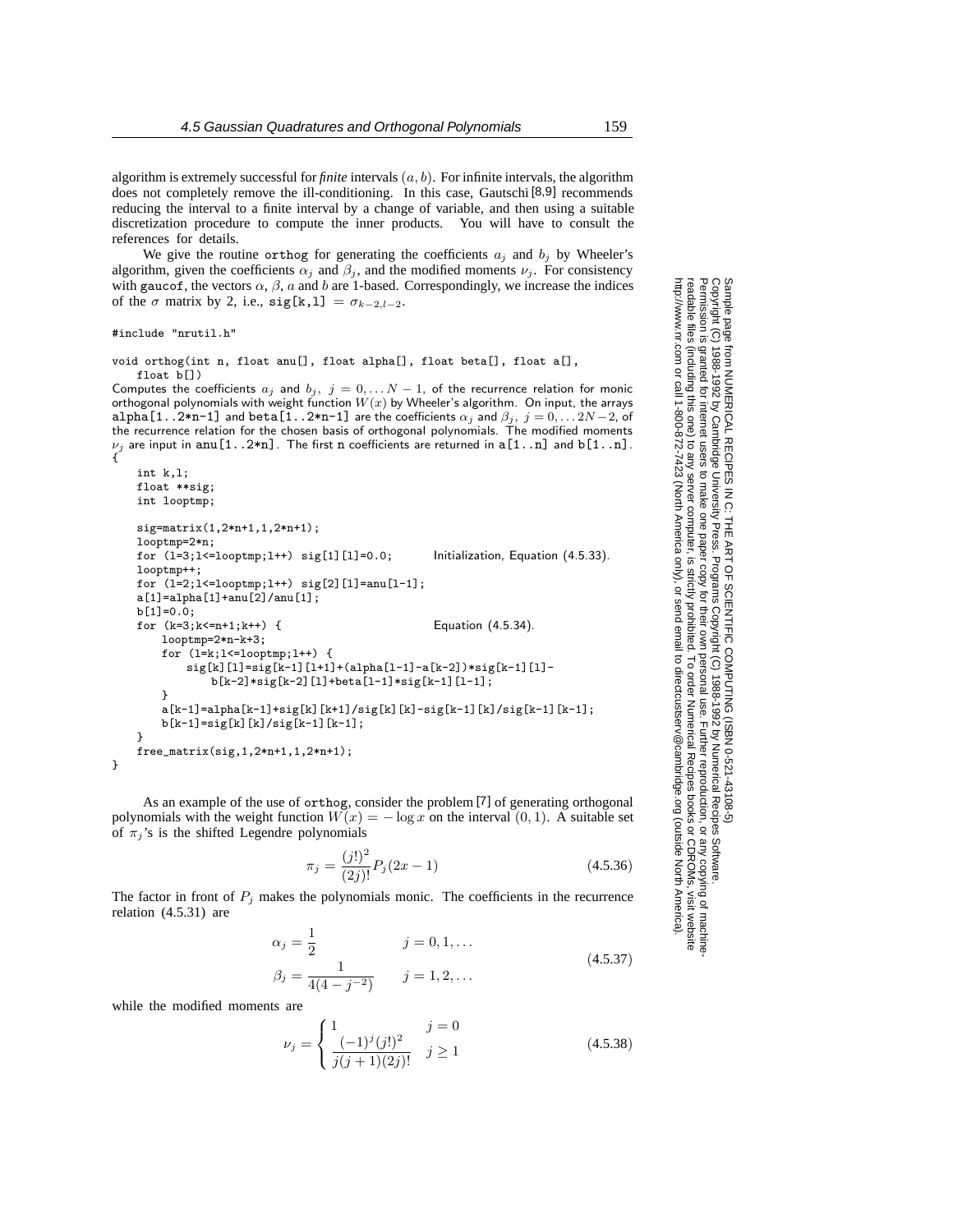algorithm is extremely successful for *finite* intervals $(a, b)$. For infinite intervals, the algorithm does not completely remove the ill-conditioning. In this case, Gautschi [8,9] recommends reducing the interval to a finite interval by a change of variable, and then using a suitable discretization procedure to compute the inner products. You will have to consult the references for details.

We give the routine orthog for generating the coefficients $a_j$ and $b_j$ by Wheeler's algorithm, given the coefficients $\alpha_j$ and $\beta_j$, and the modified moments $\nu_j$. For consistency with gaucof, the vectors $\alpha$, $\beta$, $a$ and $b$ are 1-based. Correspondingly, we increase the indices of the $\sigma$ matrix by 2, i.e., sig[k,l] $= \sigma_{k-2,l-2}$.

```
#include "nrutil.h"

void orthog(int n, float anu[], float alpha[], float beta[], float a[],
    float b[])
```

Computes the coefficients $a_j$ and $b_j$, $j = 0, \ldots N-1$, of the recurrence relation for monic orthogonal polynomials with weight function $W(x)$ by Wheeler's algorithm. On input, the arrays alpha[1..2*n-1] and beta[1..2*n-1] are the coefficients $\alpha_j$ and $\beta_j$, $j = 0, \ldots 2N-2$, of the recurrence relation for the chosen basis of orthogonal polynomials. The modified moments $\nu_j$ are input in anu[1..2*n]. The first n coefficients are returned in a[1..n] and b[1..n].

```
{
    int k,l;
    float **sig;
    int looptmp;

    sig=matrix(1,2*n+1,1,2*n+1);
    looptmp=2*n;
    for (l=3;l<=looptmp;l++) sig[1][l]=0.0;        Initialization, Equation (4.5.33).
    looptmp++;
    for (l=2;l<=looptmp;l++) sig[2][l]=anu[l-1];
    a[1]=alpha[1]+anu[2]/anu[1];
    b[1]=0.0;
    for (k=3;k<=n+1;k++) {                          Equation (4.5.34).
        looptmp=2*n-k+3;
        for (l=k;l<=looptmp;l++) {
            sig[k][l]=sig[k-1][l+1]+(alpha[l-1]-a[k-2])*sig[k-1][l]-
                b[k-2]*sig[k-2][l]+beta[l-1]*sig[k-1][l-1];
        }
        a[k-1]=alpha[k-1]+sig[k][k+1]/sig[k][k]-sig[k-1][k]/sig[k-1][k-1];
        b[k-1]=sig[k][k]/sig[k-1][k-1];
    }
    free_matrix(sig,1,2*n+1,1,2*n+1);
}
```

As an example of the use of orthog, consider the problem [7] of generating orthogonal polynomials with the weight function $W(x) = -\log x$ on the interval $(0, 1)$. A suitable set of $\pi_j$'s is the shifted Legendre polynomials

$$\pi_j = \frac{(j!)^2}{(2j)!} P_j(2x-1) \tag{4.5.36}$$

The factor in front of $P_j$ makes the polynomials monic. The coefficients in the recurrence relation (4.5.31) are

$$\begin{aligned} \alpha_j &= \frac{1}{2} & j &= 0, 1, \ldots \\ \beta_j &= \frac{1}{4(4 - j^{-2})} & j &= 1, 2, \ldots \end{aligned} \tag{4.5.37}$$

while the modified moments are

$$\nu_j = \begin{cases} 1 & j = 0 \\ \dfrac{(-1)^j (j!)^2}{j(j+1)(2j)!} & j \geq 1 \end{cases} \tag{4.5.38}$$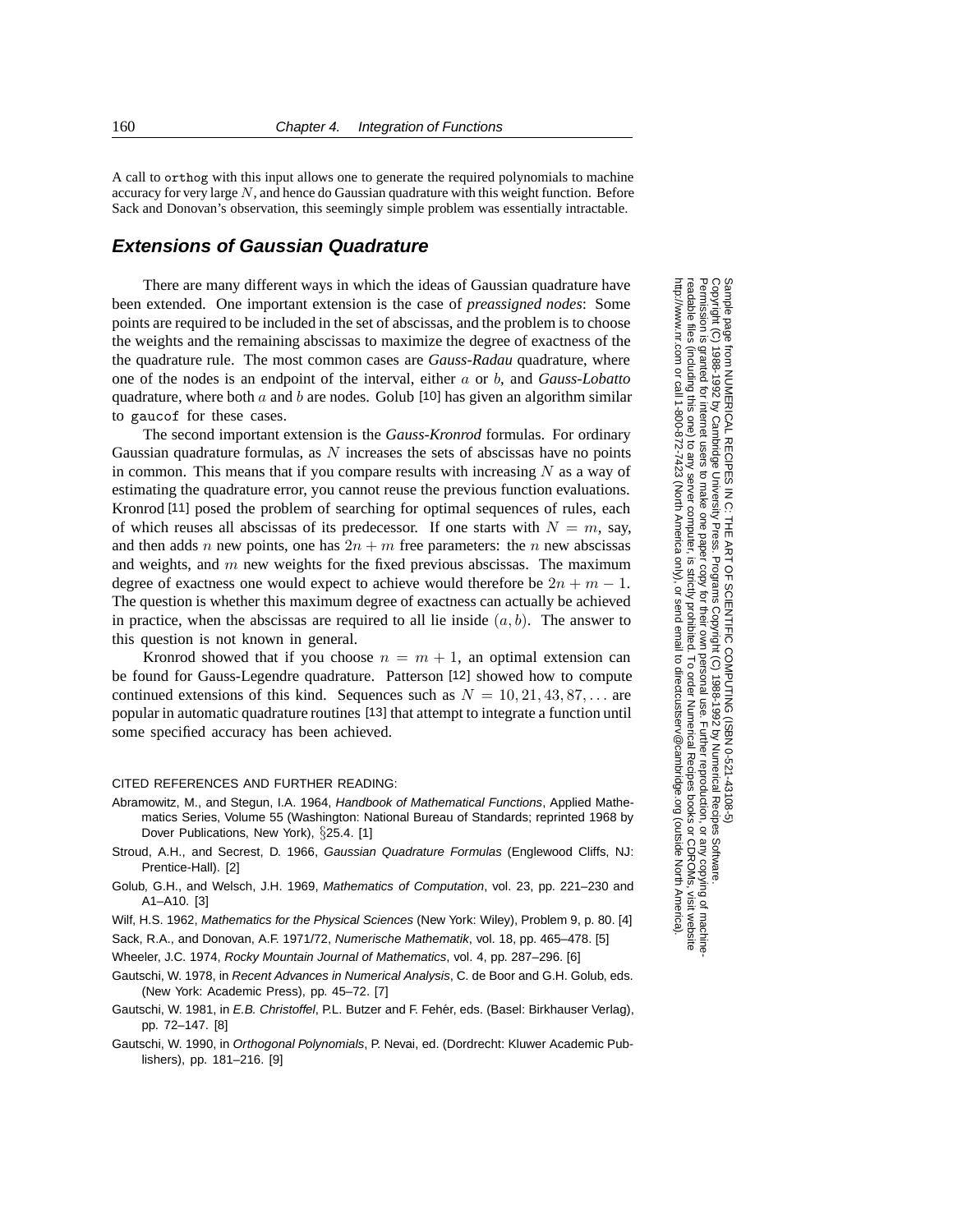A call to `orthog` with this input allows one to generate the required polynomials to machine accuracy for very large $N$, and hence do Gaussian quadrature with this weight function. Before Sack and Donovan's observation, this seemingly simple problem was essentially intractable.

## Extensions of Gaussian Quadrature

There are many different ways in which the ideas of Gaussian quadrature have been extended. One important extension is the case of *preassigned nodes*: Some points are required to be included in the set of abscissas, and the problem is to choose the weights and the remaining abscissas to maximize the degree of exactness of the the quadrature rule. The most common cases are *Gauss-Radau* quadrature, where one of the nodes is an endpoint of the interval, either $a$ or $b$, and *Gauss-Lobatto* quadrature, where both $a$ and $b$ are nodes. Golub [10] has given an algorithm similar to `gaucof` for these cases.

The second important extension is the *Gauss-Kronrod* formulas. For ordinary Gaussian quadrature formulas, as $N$ increases the sets of abscissas have no points in common. This means that if you compare results with increasing $N$ as a way of estimating the quadrature error, you cannot reuse the previous function evaluations. Kronrod [11] posed the problem of searching for optimal sequences of rules, each of which reuses all abscissas of its predecessor. If one starts with $N = m$, say, and then adds $n$ new points, one has $2n + m$ free parameters: the $n$ new abscissas and weights, and $m$ new weights for the fixed previous abscissas. The maximum degree of exactness one would expect to achieve would therefore be $2n + m - 1$. The question is whether this maximum degree of exactness can actually be achieved in practice, when the abscissas are required to all lie inside $(a, b)$. The answer to this question is not known in general.

Kronrod showed that if you choose $n = m + 1$, an optimal extension can be found for Gauss-Legendre quadrature. Patterson [12] showed how to compute continued extensions of this kind. Sequences such as $N = 10, 21, 43, 87, \ldots$ are popular in automatic quadrature routines [13] that attempt to integrate a function until some specified accuracy has been achieved.

CITED REFERENCES AND FURTHER READING:

Abramowitz, M., and Stegun, I.A. 1964, *Handbook of Mathematical Functions*, Applied Mathematics Series, Volume 55 (Washington: National Bureau of Standards; reprinted 1968 by Dover Publications, New York), §25.4. [1]

Stroud, A.H., and Secrest, D. 1966, *Gaussian Quadrature Formulas* (Englewood Cliffs, NJ: Prentice-Hall). [2]

Golub, G.H., and Welsch, J.H. 1969, *Mathematics of Computation*, vol. 23, pp. 221–230 and A1–A10. [3]

Wilf, H.S. 1962, *Mathematics for the Physical Sciences* (New York: Wiley), Problem 9, p. 80. [4]

Sack, R.A., and Donovan, A.F. 1971/72, *Numerische Mathematik*, vol. 18, pp. 465–478. [5]

Wheeler, J.C. 1974, *Rocky Mountain Journal of Mathematics*, vol. 4, pp. 287–296. [6]

Gautschi, W. 1978, in *Recent Advances in Numerical Analysis*, C. de Boor and G.H. Golub, eds. (New York: Academic Press), pp. 45–72. [7]

Gautschi, W. 1981, in *E.B. Christoffel*, P.L. Butzer and F. Fehér, eds. (Basel: Birkhauser Verlag), pp. 72–147. [8]

Gautschi, W. 1990, in *Orthogonal Polynomials*, P. Nevai, ed. (Dordrecht: Kluwer Academic Publishers), pp. 181–216. [9]

Sample page from NUMERICAL RECIPES IN C: THE ART OF SCIENTIFIC COMPUTING (ISBN 0-521-43108-5)
Copyright (C) 1988-1992 by Cambridge University Press. Programs Copyright (C) 1988-1992 by Numerical Recipes Software.
Permission is granted for internet users to make one paper copy for their own personal use. Further reproduction, or any copying of machine-readable files (including this one) to any server computer, is strictly prohibited. To order Numerical Recipes books or CDROMs, visit website http://www.nr.com or call 1-800-872-7423 (North America only), or send email to directcustserv@cambridge.org (outside North America).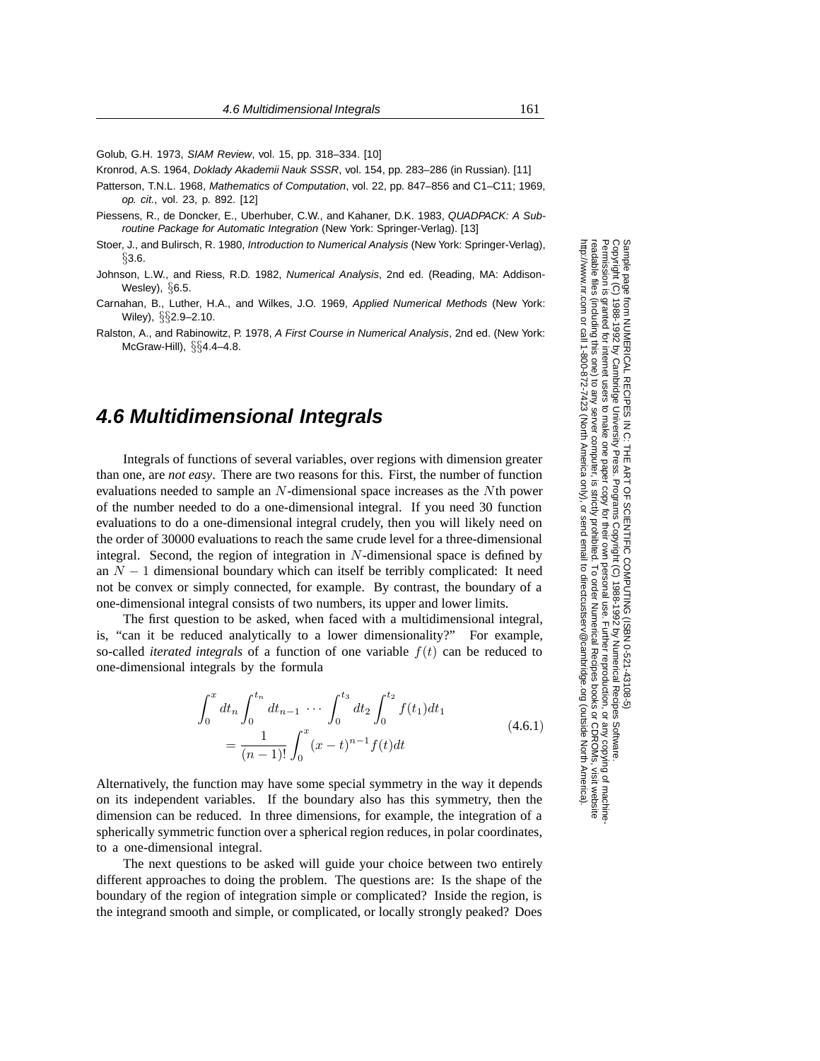Golub, G.H. 1973, *SIAM Review*, vol. 15, pp. 318–334. [10]

Kronrod, A.S. 1964, *Doklady Akademii Nauk SSSR*, vol. 154, pp. 283–286 (in Russian). [11]

Patterson, T.N.L. 1968, *Mathematics of Computation*, vol. 22, pp. 847–856 and C1–C11; 1969, *op. cit.*, vol. 23, p. 892. [12]

Piessens, R., de Doncker, E., Uberhuber, C.W., and Kahaner, D.K. 1983, *QUADPACK: A Subroutine Package for Automatic Integration* (New York: Springer-Verlag). [13]

Stoer, J., and Bulirsch, R. 1980, *Introduction to Numerical Analysis* (New York: Springer-Verlag), §3.6.

Johnson, L.W., and Riess, R.D. 1982, *Numerical Analysis*, 2nd ed. (Reading, MA: Addison-Wesley), §6.5.

Carnahan, B., Luther, H.A., and Wilkes, J.O. 1969, *Applied Numerical Methods* (New York: Wiley), §§2.9–2.10.

Ralston, A., and Rabinowitz, P. 1978, *A First Course in Numerical Analysis*, 2nd ed. (New York: McGraw-Hill), §§4.4–4.8.

## 4.6 Multidimensional Integrals

Integrals of functions of several variables, over regions with dimension greater than one, are *not easy*. There are two reasons for this. First, the number of function evaluations needed to sample an $N$-dimensional space increases as the $N$th power of the number needed to do a one-dimensional integral. If you need 30 function evaluations to do a one-dimensional integral crudely, then you will likely need on the order of 30000 evaluations to reach the same crude level for a three-dimensional integral. Second, the region of integration in $N$-dimensional space is defined by an $N-1$ dimensional boundary which can itself be terribly complicated: It need not be convex or simply connected, for example. By contrast, the boundary of a one-dimensional integral consists of two numbers, its upper and lower limits.

The first question to be asked, when faced with a multidimensional integral, is, "can it be reduced analytically to a lower dimensionality?" For example, so-called *iterated integrals* of a function of one variable $f(t)$ can be reduced to one-dimensional integrals by the formula

$$\int_0^x dt_n \int_0^{t_n} dt_{n-1} \cdots \int_0^{t_3} dt_2 \int_0^{t_2} f(t_1) dt_1 = \frac{1}{(n-1)!} \int_0^x (x-t)^{n-1} f(t) dt \tag{4.6.1}$$

Alternatively, the function may have some special symmetry in the way it depends on its independent variables. If the boundary also has this symmetry, then the dimension can be reduced. In three dimensions, for example, the integration of a spherically symmetric function over a spherical region reduces, in polar coordinates, to a one-dimensional integral.

The next questions to be asked will guide your choice between two entirely different approaches to doing the problem. The questions are: Is the shape of the boundary of the region of integration simple or complicated? Inside the region, is the integrand smooth and simple, or complicated, or locally strongly peaked? Does